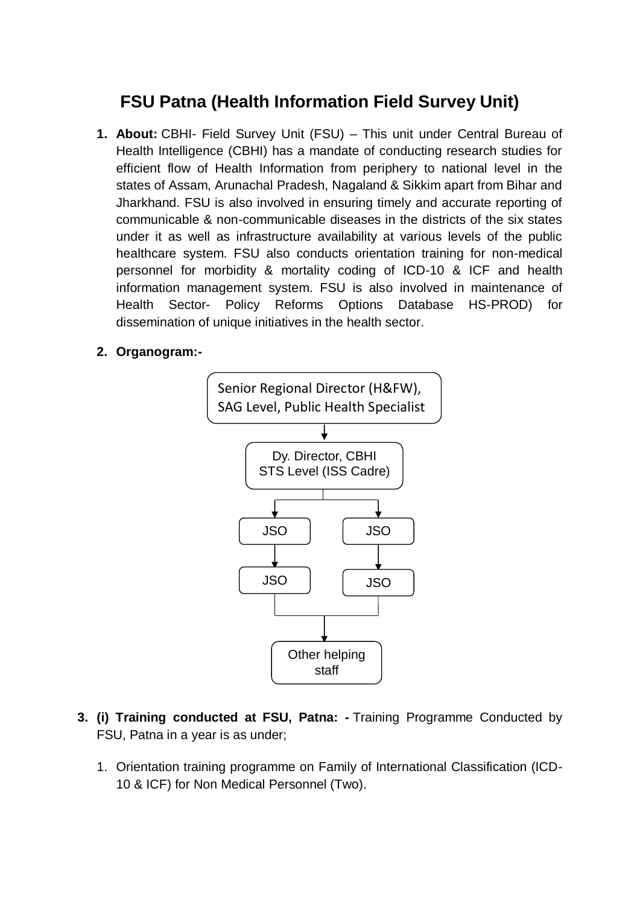# FSU Patna (Health Information Field Survey Unit)

1. **About:** CBHI- Field Survey Unit (FSU) – This unit under Central Bureau of Health Intelligence (CBHI) has a mandate of conducting research studies for efficient flow of Health Information from periphery to national level in the states of Assam, Arunachal Pradesh, Nagaland & Sikkim apart from Bihar and Jharkhand. FSU is also involved in ensuring timely and accurate reporting of communicable & non-communicable diseases in the districts of the six states under it as well as infrastructure availability at various levels of the public healthcare system. FSU also conducts orientation training for non-medical personnel for morbidity & mortality coding of ICD-10 & ICF and health information management system. FSU is also involved in maintenance of Health Sector- Policy Reforms Options Database HS-PROD) for dissemination of unique initiatives in the health sector.

2. **Organogram:-**

Senior Regional Director (H&FW), SAG Level, Public Health Specialist
↓
Dy. Director, CBHI STS Level (ISS Cadre)
↓
JSO → JSO | JSO → JSO
↓
Other helping staff

3. **(i) Training conducted at FSU, Patna: -** Training Programme Conducted by FSU, Patna in a year is as under;

   1. Orientation training programme on Family of International Classification (ICD-10 & ICF) for Non Medical Personnel (Two).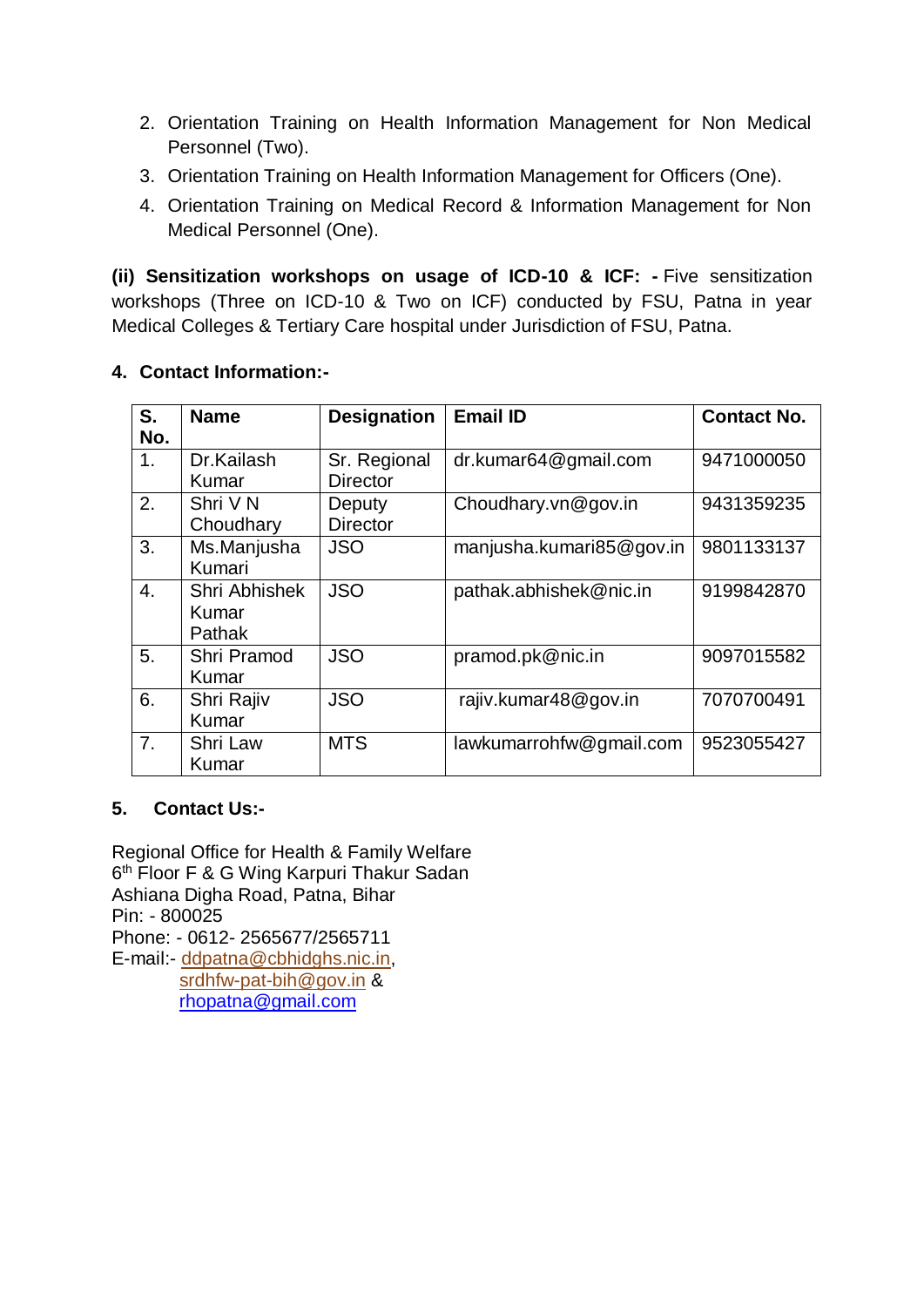2. Orientation Training on Health Information Management for Non Medical Personnel (Two).
3. Orientation Training on Health Information Management for Officers (One).
4. Orientation Training on Medical Record & Information Management for Non Medical Personnel (One).

**(ii) Sensitization workshops on usage of ICD-10 & ICF: -** Five sensitization workshops (Three on ICD-10 & Two on ICF) conducted by FSU, Patna in year Medical Colleges & Tertiary Care hospital under Jurisdiction of FSU, Patna.

**4. Contact Information:-**

| S. No. | Name | Designation | Email ID | Contact No. |
|---|---|---|---|---|
| 1. | Dr.Kailash Kumar | Sr. Regional Director | dr.kumar64@gmail.com | 9471000050 |
| 2. | Shri V N Choudhary | Deputy Director | Choudhary.vn@gov.in | 9431359235 |
| 3. | Ms.Manjusha Kumari | JSO | manjusha.kumari85@gov.in | 9801133137 |
| 4. | Shri Abhishek Kumar Pathak | JSO | pathak.abhishek@nic.in | 9199842870 |
| 5. | Shri Pramod Kumar | JSO | pramod.pk@nic.in | 9097015582 |
| 6. | Shri Rajiv Kumar | JSO | rajiv.kumar48@gov.in | 7070700491 |
| 7. | Shri Law Kumar | MTS | lawkumarrohfw@gmail.com | 9523055427 |

**5. Contact Us:-**

Regional Office for Health & Family Welfare
6th Floor F & G Wing Karpuri Thakur Sadan
Ashiana Digha Road, Patna, Bihar
Pin: - 800025
Phone: - 0612- 2565677/2565711
E-mail:- ddpatna@cbhidghs.nic.in,
srdhfw-pat-bih@gov.in &
rhopatna@gmail.com